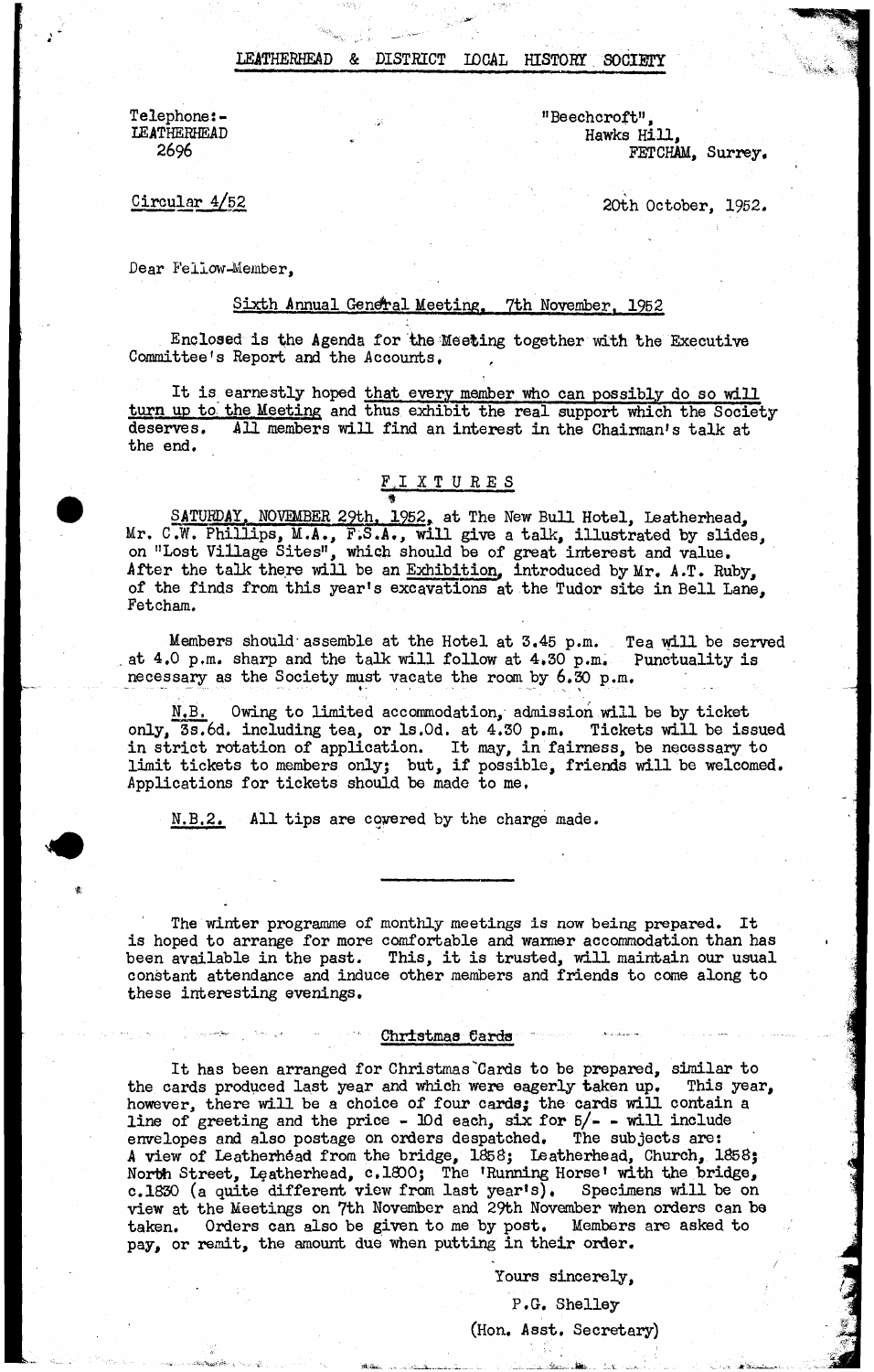LEATHERHEAD & DISTRICT LOCAL HISTORY SOCIETY

Telephone:-
LEATHERHEAD
2696

"Beechcroft",
Hawks Hill,
FETCHAM, Surrey.

Circular 4/52

20th October, 1952.

Dear Fellow-Member,

Sixth Annual General Meeting, 7th November, 1952

Enclosed is the Agenda for the Meeting together with the Executive Committee's Report and the Accounts.

It is earnestly hoped that every member who can possibly do so will turn up to the Meeting and thus exhibit the real support which the Society deserves. All members will find an interest in the Chairman's talk at the end.

## FIXTURES

SATURDAY, NOVEMBER 29th, 1952, at The New Bull Hotel, Leatherhead, Mr. C.W. Phillips, M.A., F.S.A., will give a talk, illustrated by slides, on "Lost Village Sites", which should be of great interest and value. After the talk there will be an Exhibition, introduced by Mr. A.T. Ruby, of the finds from this year's excavations at the Tudor site in Bell Lane, Fetcham.

Members should assemble at the Hotel at 3.45 p.m. Tea will be served at 4.0 p.m. sharp and the talk will follow at 4.30 p.m. Punctuality is necessary as the Society must vacate the room by 6.30 p.m.

N.B. Owing to limited accommodation, admission will be by ticket only, 3s.6d. including tea, or 1s.0d. at 4.30 p.m. Tickets will be issued in strict rotation of application. It may, in fairness, be necessary to limit tickets to members only; but, if possible, friends will be welcomed. Applications for tickets should be made to me.

N.B.2. All tips are covered by the charge made.

---

The winter programme of monthly meetings is now being prepared. It is hoped to arrange for more comfortable and warmer accommodation than has been available in the past. This, it is trusted, will maintain our usual constant attendance and induce other members and friends to come along to these interesting evenings.

### Christmas Cards

It has been arranged for Christmas Cards to be prepared, similar to the cards produced last year and which were eagerly taken up. This year, however, there will be a choice of four cards; the cards will contain a line of greeting and the price - 10d each, six for 5/- - will include envelopes and also postage on orders despatched. The subjects are: A view of Leatherhead from the bridge, 1858; Leatherhead, Church, 1858; North Street, Leatherhead, c.1800; The 'Running Horse' with the bridge, c.1830 (a quite different view from last year's). Specimens will be on view at the Meetings on 7th November and 29th November when orders can be taken. Orders can also be given to me by post. Members are asked to pay, or remit, the amount due when putting in their order.

Yours sincerely,

P.G. Shelley

(Hon. Asst. Secretary)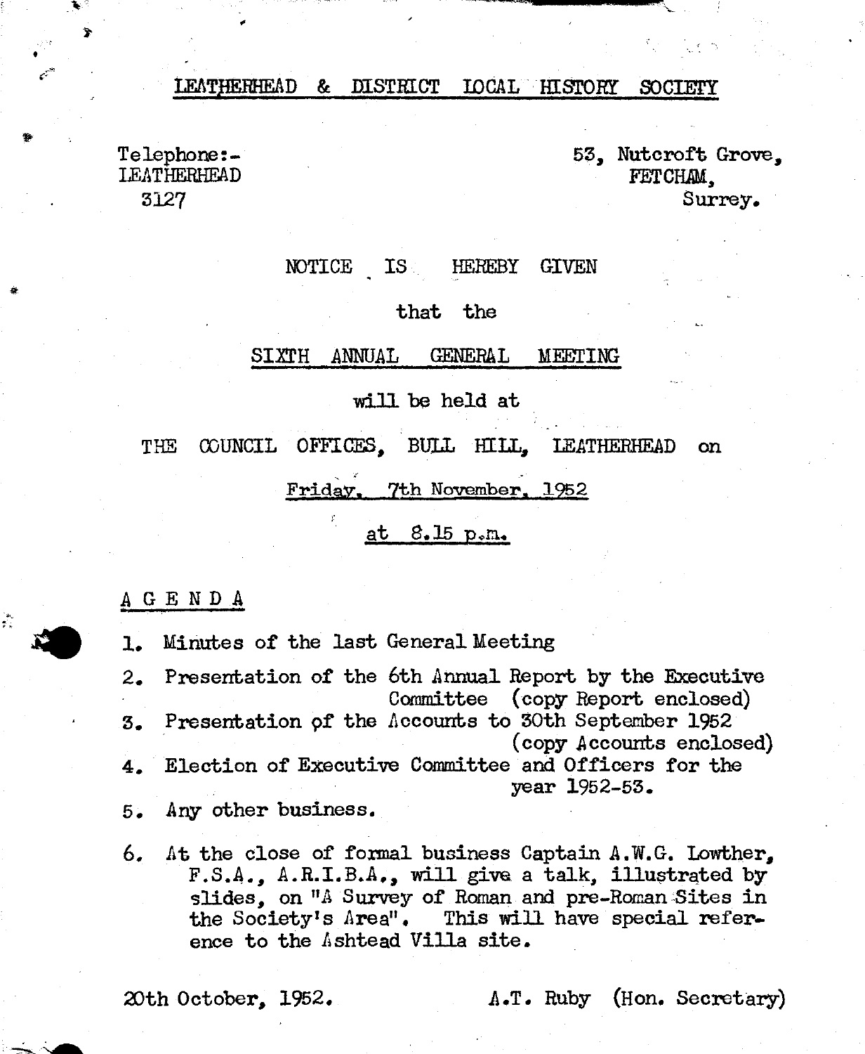# LEATHERHEAD & DISTRICT LOCAL HISTORY SOCIETY

Telephone:-
LEATHERHEAD
3127

53, Nutcroft Grove,
FETCHAM,
Surrey.

NOTICE IS HEREBY GIVEN

that the

**SIXTH ANNUAL GENERAL MEETING**

will be held at

THE COUNCIL OFFICES, BULL HILL, LEATHERHEAD on

Friday, 7th November, 1952

at 8.15 p.m.

## AGENDA

1. Minutes of the last General Meeting
2. Presentation of the 6th Annual Report by the Executive Committee (copy Report enclosed)
3. Presentation of the Accounts to 30th September 1952 (copy Accounts enclosed)
4. Election of Executive Committee and Officers for the year 1952-53.
5. Any other business.
6. At the close of formal business Captain A.W.G. Lowther, F.S.A., A.R.I.B.A., will give a talk, illustrated by slides, on "A Survey of Roman and pre-Roman Sites in the Society's Area". This will have special reference to the Ashtead Villa site.

20th October, 1952.

A.T. Ruby (Hon. Secretary)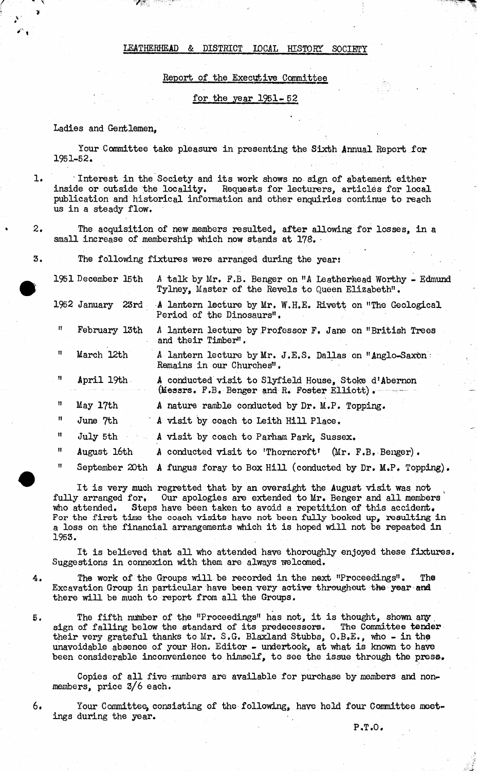LEATHERHEAD & DISTRICT LOCAL HISTORY SOCIETY

Report of the Executive Committee

for the year 1951-52

Ladies and Gentlemen,

Your Committee take pleasure in presenting the Sixth Annual Report for 1951-52.

1. Interest in the Society and its work shows no sign of abatement either inside or outside the locality. Requests for lecturers, articles for local publication and historical information and other enquiries continue to reach us in a steady flow.

2. The acquisition of new members resulted, after allowing for losses, in a small increase of membership which now stands at 178.

3. The following fixtures were arranged during the year:

| | |
|---|---|
| 1951 December 15th | A talk by Mr. F.B. Benger on "A Leatherhead Worthy - Edmund Tylney, Master of the Revels to Queen Elizabeth". |
| 1952 January 23rd | A lantern lecture by Mr. W.H.E. Rivett on "The Geological Period of the Dinosaurs". |
| " February 13th | A lantern lecture by Professor F. Jane on "British Trees and their Timber". |
| " March 12th | A lantern lecture by Mr. J.E.S. Dallas on "Anglo-Saxon Remains in our Churches". |
| " April 19th | A conducted visit to Slyfield House, Stoke d'Abernon (Messrs. F.B. Benger and R. Foster Elliott). |
| " May 17th | A nature ramble conducted by Dr. M.P. Topping. |
| " June 7th | A visit by coach to Leith Hill Place. |
| " July 5th | A visit by coach to Parham Park, Sussex. |
| " August 16th | A conducted visit to 'Thorncroft' (Mr. F.B. Benger). |
| " September 20th | A fungus foray to Box Hill (conducted by Dr. M.P. Topping). |

It is very much regretted that by an oversight the August visit was not fully arranged for. Our apologies are extended to Mr. Benger and all members who attended. Steps have been taken to avoid a repetition of this accident. For the first time the coach visits have not been fully booked up, resulting in a loss on the financial arrangements which it is hoped will not be repeated in 1953.

It is believed that all who attended have thoroughly enjoyed these fixtures. Suggestions in connexion with them are always welcomed.

4. The work of the Groups will be recorded in the next "Proceedings". The Excavation Group in particular have been very active throughout the year and there will be much to report from all the Groups.

5. The fifth number of the "Proceedings" has not, it is thought, shown any sign of falling below the standard of its predecessors. The Committee tender their very grateful thanks to Mr. S.G. Blaxland Stubbs, O.B.E., who - in the unavoidable absence of your Hon. Editor - undertook, at what is known to have been considerable inconvenience to himself, to see the issue through the press.

Copies of all five numbers are available for purchase by members and non-members, price 3/6 each.

6. Your Committee, consisting of the following, have held four Committee meetings during the year.

P.T.O.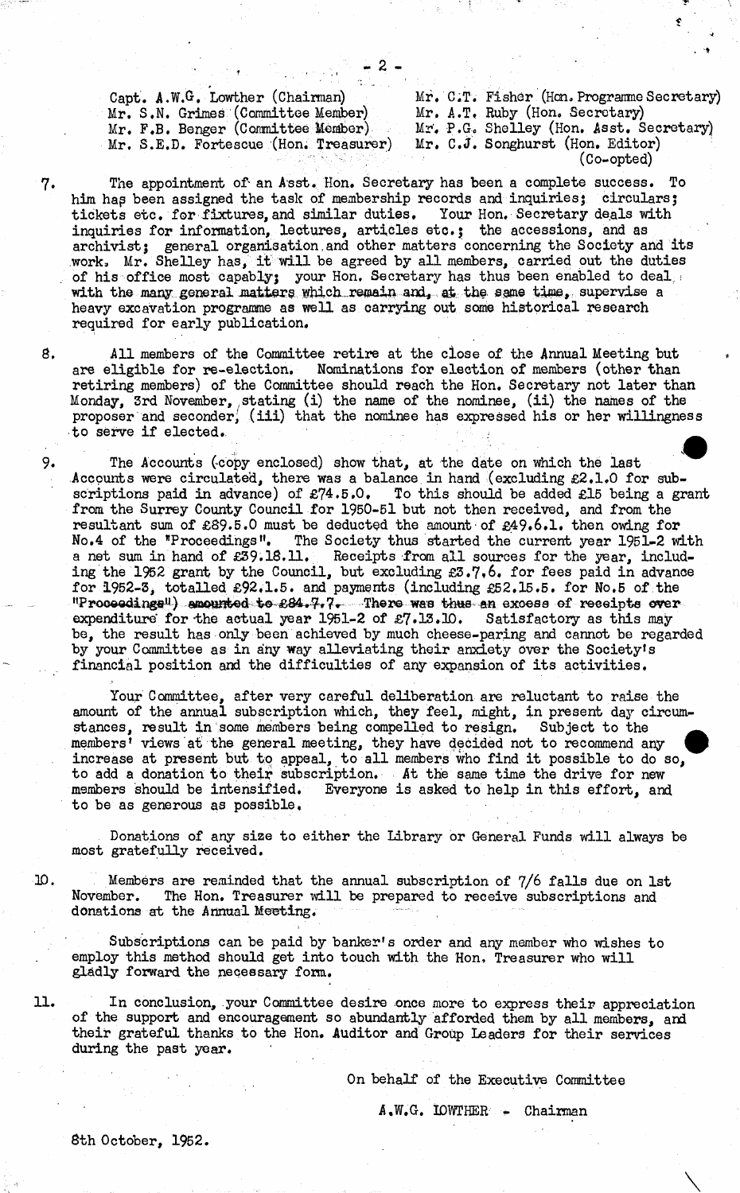| | |
|---|---|
| Capt. A.W.G. Lowther (Chairman) | Mr. C.T. Fisher (Hon. Programme Secretary) |
| Mr. S.N. Grimes (Committee Member) | Mr. A.T. Ruby (Hon. Secretary) |
| Mr. F.B. Benger (Committee Member) | Mr. P.G. Shelley (Hon. Asst. Secretary) |
| Mr. S.E.D. Fortescue (Hon. Treasurer) | Mr. C.J. Songhurst (Hon. Editor) (Co-opted) |

7. The appointment of an Asst. Hon. Secretary has been a complete success. To him has been assigned the task of membership records and inquiries; circulars; tickets etc. for fixtures, and similar duties. Your Hon. Secretary deals with inquiries for information, lectures, articles etc.; the accessions, and as archivist; general organisation and other matters concerning the Society and its work. Mr. Shelley has, it will be agreed by all members, carried out the duties of his office most capably; your Hon. Secretary has thus been enabled to deal with the many general matters which remain and, at the same time, supervise a heavy excavation programme as well as carrying out some historical research required for early publication.

8. All members of the Committee retire at the close of the Annual Meeting but are eligible for re-election. Nominations for election of members (other than retiring members) of the Committee should reach the Hon. Secretary not later than Monday, 3rd November, stating (i) the name of the nominee, (ii) the names of the proposer and seconder, (iii) that the nominee has expressed his or her willingness to serve if elected.

9. The Accounts (copy enclosed) show that, at the date on which the last Accounts were circulated, there was a balance in hand (excluding £2.1.0 for subscriptions paid in advance) of £74.5.0. To this should be added £15 being a grant from the Surrey County Council for 1950-51 but not then received, and from the resultant sum of £89.5.0 must be deducted the amount of £49.6.1. then owing for No.4 of the "Proceedings". The Society thus started the current year 1951-2 with a net sum in hand of £39.18.11. Receipts from all sources for the year, including the 1952 grant by the Council, but excluding £3.7.6. for fees paid in advance for 1952-3, totalled £92.1.5. and payments (including £52.15.5. for No.5 of the "Proceedings") amounted to £84.7.7. There was thus an excess of receipts over expenditure for the actual year 1951-2 of £7.13.10. Satisfactory as this may be, the result has only been achieved by much cheese-paring and cannot be regarded by your Committee as in any way alleviating their anxiety over the Society's financial position and the difficulties of any expansion of its activities.

Your Committee, after very careful deliberation are reluctant to raise the amount of the annual subscription which, they feel, might, in present day circumstances, result in some members being compelled to resign. Subject to the members' views at the general meeting, they have decided not to recommend any increase at present but to appeal, to all members who find it possible to do so, to add a donation to their subscription. At the same time the drive for new members should be intensified. Everyone is asked to help in this effort, and to be as generous as possible.

Donations of any size to either the Library or General Funds will always be most gratefully received.

10. Members are reminded that the annual subscription of 7/6 falls due on 1st November. The Hon. Treasurer will be prepared to receive subscriptions and donations at the Annual Meeting.

Subscriptions can be paid by banker's order and any member who wishes to employ this method should get into touch with the Hon. Treasurer who will gladly forward the necessary form.

11. In conclusion, your Committee desire once more to express their appreciation of the support and encouragement so abundantly afforded them by all members, and their grateful thanks to the Hon. Auditor and Group Leaders for their services during the past year.

On behalf of the Executive Committee

A.W.G. LOWTHER - Chairman

8th October, 1952.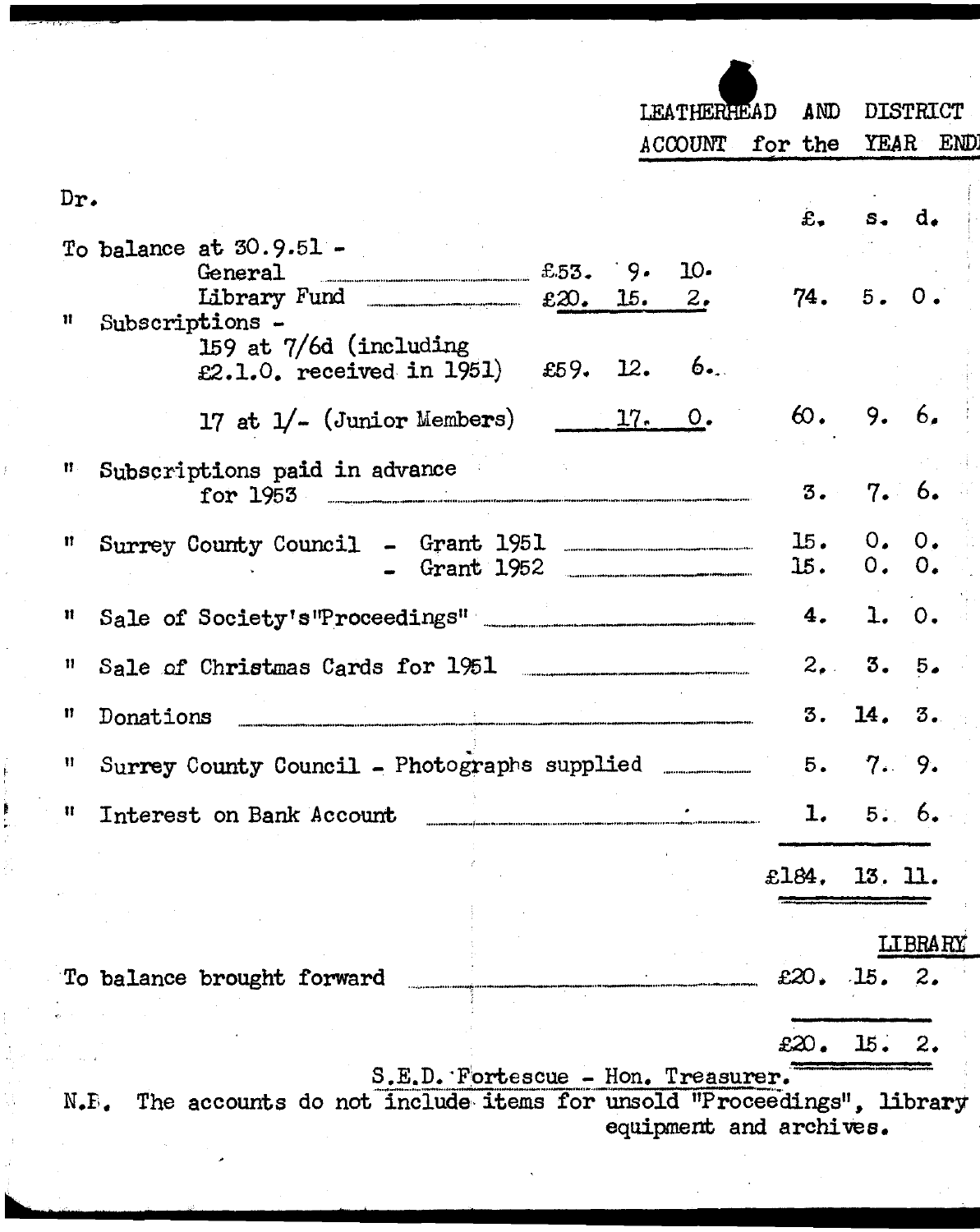LEATHERHEAD AND DISTRICT

ACCOUNT for the YEAR END

| Dr. | | | | | | |
|---|---|---|---|---|---|---|
| | | | | £. | s. | d. |
| To balance at 30.9.51 - | | | | | | |
| General | £53. | 9. | 10. | | | |
| Library Fund | £20. | 15. | 2. | 74. | 5. | 0. |
| " Subscriptions - | | | | | | |
| 159 at 7/6d (including £2.1.0. received in 1951) | £59. | 12. | 6. | | | |
| 17 at 1/- (Junior Members) | | 17. | 0. | 60. | 9. | 6. |
| " Subscriptions paid in advance for 1953 | | | | 3. | 7. | 6. |
| " Surrey County Council - Grant 1951 | | | | 15. | 0. | 0. |
| - Grant 1952 | | | | 15. | 0. | 0. |
| " Sale of Society's "Proceedings" | | | | 4. | 1. | 0. |
| " Sale of Christmas Cards for 1951 | | | | 2. | 3. | 5. |
| " Donations | | | | 3. | 14. | 3. |
| " Surrey County Council - Photographs supplied | | | | 5. | 7. | 9. |
| " Interest on Bank Account | | | | 1. | 5. | 6. |
| | | | | £184. | 13. | 11. |

LIBRARY

| | | | |
|---|---|---|---|
| To balance brought forward | £20. | 15. | 2. |
| | £20. | 15. | 2. |

S.E.D. Fortescue - Hon. Treasurer.

N.B. The accounts do not include items for unsold "Proceedings", library equipment and archives.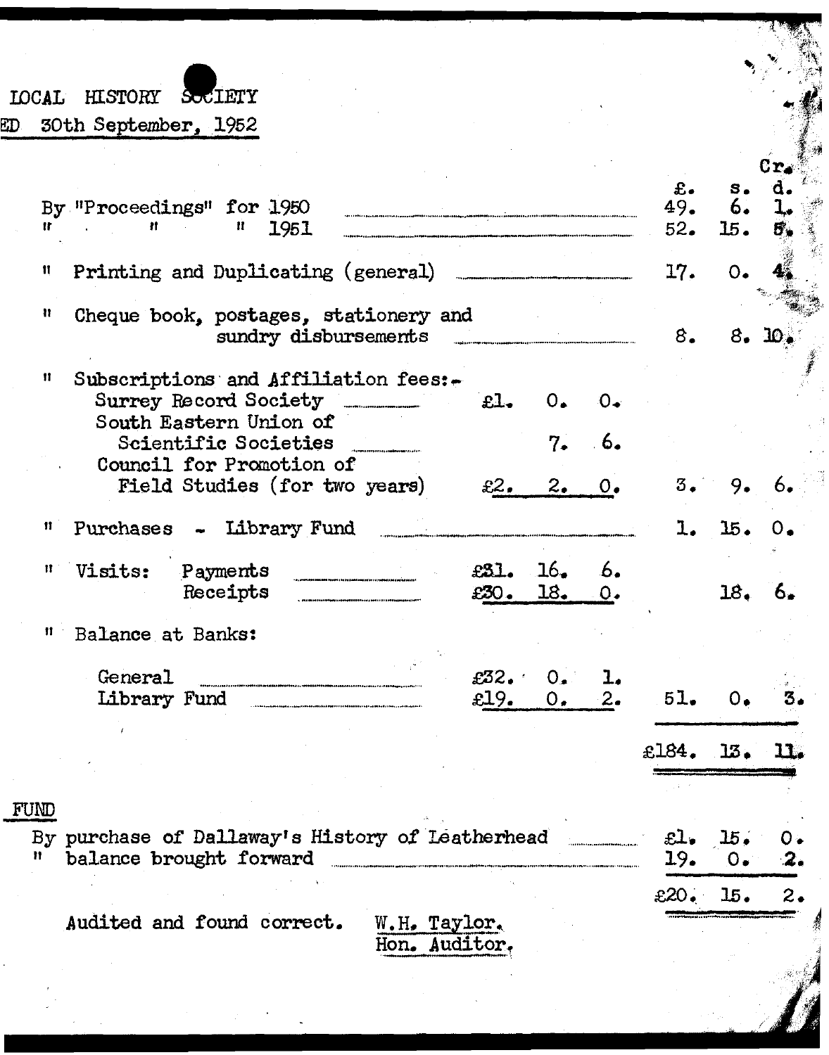LOCAL HISTORY SOCIETY

ED 30th September, 1952

| | | | | £. | s. | d. |
|---|---|---|---|---|---|---|
| | | | | | | Cr. |
| By "Proceedings" for 1950 | | | | 49. | 6. | 1. |
| " " " 1951 | | | | 52. | 15. | 5. |
| " Printing and Duplicating (general) | | | | 17. | 0. | 4. |
| " Cheque book, postages, stationery and sundry disbursements | | | | 8. | 8. | 10. |
| " Subscriptions and Affiliation fees:- | | | | | | |
| Surrey Record Society | £1. | 0. | 0. | | | |
| South Eastern Union of Scientific Societies | | 7. | 6. | | | |
| Council for Promotion of Field Studies (for two years) | £2. | 2. | 0. | 3. | 9. | 6. |
| " Purchases - Library Fund | | | | 1. | 15. | 0. |
| " Visits: Payments | £31. | 16. | 6. | | | |
| Receipts | £30. | 18. | 0. | | 18. | 6. |
| " Balance at Banks: | | | | | | |
| General | £32. | 0. | 1. | | | |
| Library Fund | £19. | 0. | 2. | 51. | 0. | 3. |
| | | | | £184. | 13. | 11. |

FUND

| | £. | s. | d. |
|---|---|---|---|
| By purchase of Dallaway's History of Leatherhead | £1. | 15. | 0. |
| " balance brought forward | 19. | 0. | 2. |
| | £20. | 15. | 2. |

Audited and found correct. W.H. Taylor.
Hon. Auditor.